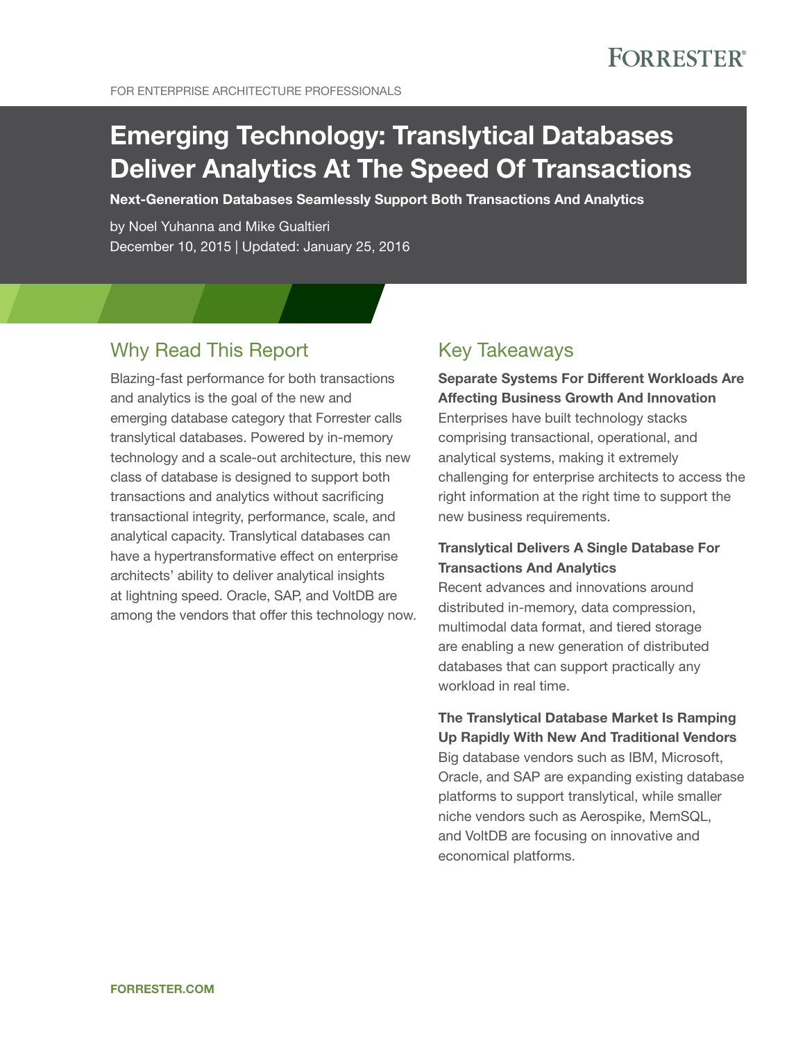FOR ENTERPRISE ARCHITECTURE PROFESSIONALS

# Emerging Technology: Translytical Databases Deliver Analytics At The Speed Of Transactions

**Next-Generation Databases Seamlessly Support Both Transactions And Analytics**

by Noel Yuhanna and Mike Gualtieri
December 10, 2015 | Updated: January 25, 2016

## Why Read This Report

Blazing-fast performance for both transactions and analytics is the goal of the new and emerging database category that Forrester calls translytical databases. Powered by in-memory technology and a scale-out architecture, this new class of database is designed to support both transactions and analytics without sacrificing transactional integrity, performance, scale, and analytical capacity. Translytical databases can have a hypertransformative effect on enterprise architects' ability to deliver analytical insights at lightning speed. Oracle, SAP, and VoltDB are among the vendors that offer this technology now.

## Key Takeaways

**Separate Systems For Different Workloads Are Affecting Business Growth And Innovation**
Enterprises have built technology stacks comprising transactional, operational, and analytical systems, making it extremely challenging for enterprise architects to access the right information at the right time to support the new business requirements.

**Translytical Delivers A Single Database For Transactions And Analytics**
Recent advances and innovations around distributed in-memory, data compression, multimodal data format, and tiered storage are enabling a new generation of distributed databases that can support practically any workload in real time.

**The Translytical Database Market Is Ramping Up Rapidly With New And Traditional Vendors**
Big database vendors such as IBM, Microsoft, Oracle, and SAP are expanding existing database platforms to support translytical, while smaller niche vendors such as Aerospike, MemSQL, and VoltDB are focusing on innovative and economical platforms.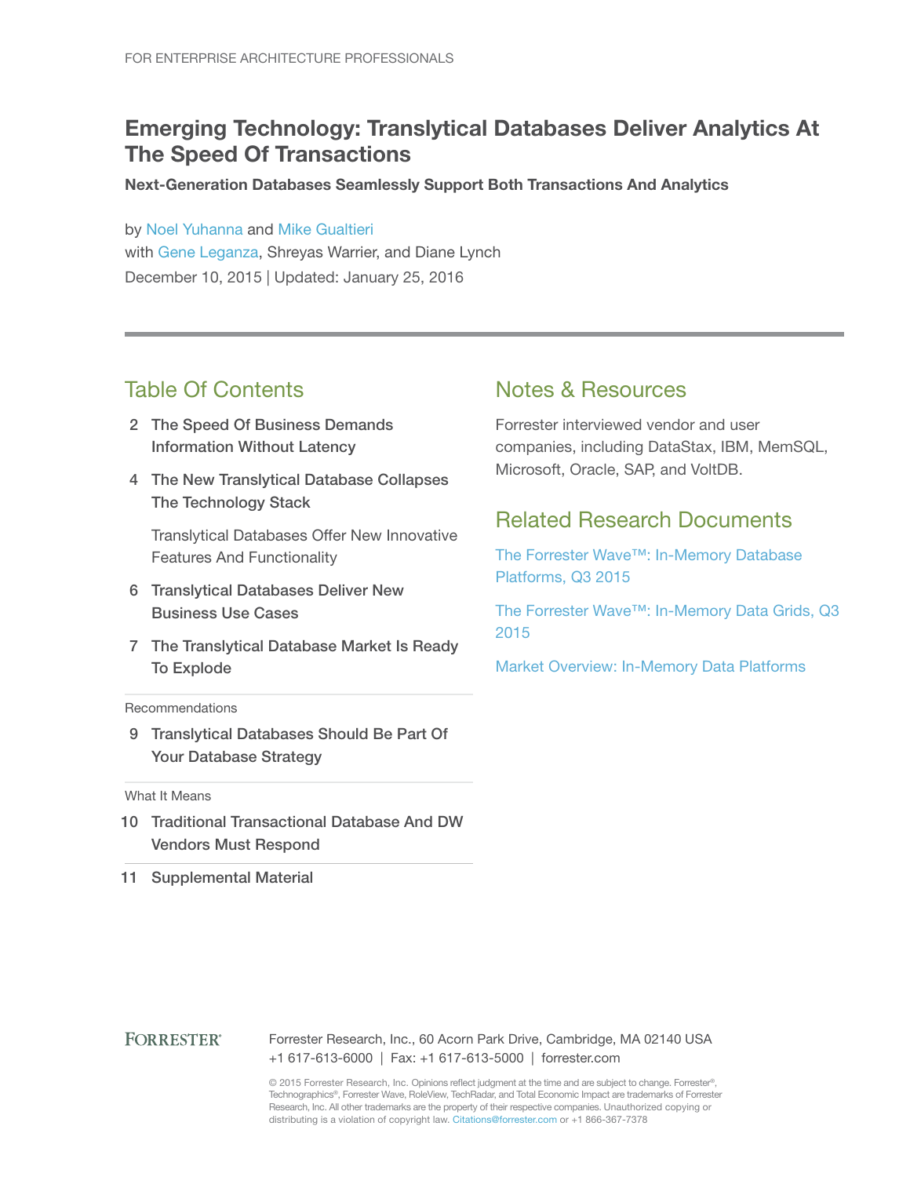FOR ENTERPRISE ARCHITECTURE PROFESSIONALS

# Emerging Technology: Translytical Databases Deliver Analytics At The Speed Of Transactions

**Next-Generation Databases Seamlessly Support Both Transactions And Analytics**

by Noel Yuhanna and Mike Gualtieri
with Gene Leganza, Shreyas Warrier, and Diane Lynch
December 10, 2015 | Updated: January 25, 2016

## Table Of Contents

2 The Speed Of Business Demands Information Without Latency

4 The New Translytical Database Collapses The Technology Stack

Translytical Databases Offer New Innovative Features And Functionality

6 Translytical Databases Deliver New Business Use Cases

7 The Translytical Database Market Is Ready To Explode

Recommendations

9 Translytical Databases Should Be Part Of Your Database Strategy

What It Means

10 Traditional Transactional Database And DW Vendors Must Respond

11 Supplemental Material

## Notes & Resources

Forrester interviewed vendor and user companies, including DataStax, IBM, MemSQL, Microsoft, Oracle, SAP, and VoltDB.

## Related Research Documents

The Forrester Wave™: In-Memory Database Platforms, Q3 2015

The Forrester Wave™: In-Memory Data Grids, Q3 2015

Market Overview: In-Memory Data Platforms

FORRESTER®

Forrester Research, Inc., 60 Acorn Park Drive, Cambridge, MA 02140 USA
+1 617-613-6000 | Fax: +1 617-613-5000 | forrester.com

© 2015 Forrester Research, Inc. Opinions reflect judgment at the time and are subject to change. Forrester®, Technographics®, Forrester Wave, RoleView, TechRadar, and Total Economic Impact are trademarks of Forrester Research, Inc. All other trademarks are the property of their respective companies. Unauthorized copying or distributing is a violation of copyright law. Citations@forrester.com or +1 866-367-7378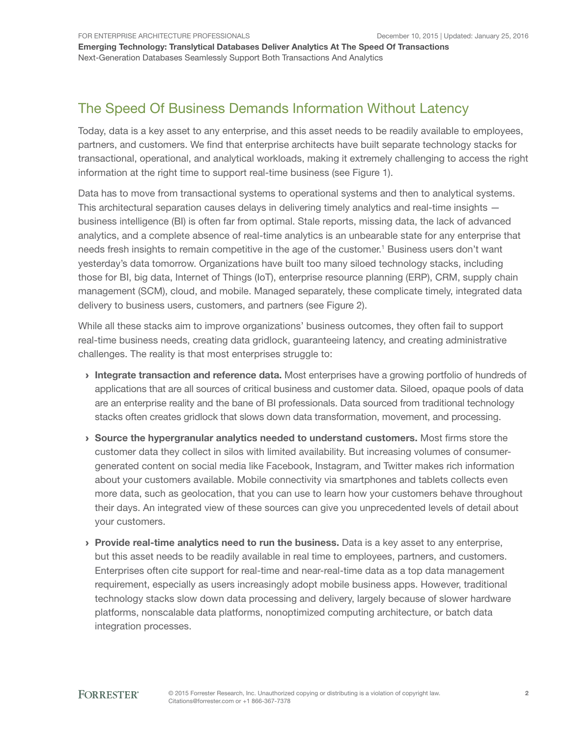## The Speed Of Business Demands Information Without Latency

Today, data is a key asset to any enterprise, and this asset needs to be readily available to employees, partners, and customers. We find that enterprise architects have built separate technology stacks for transactional, operational, and analytical workloads, making it extremely challenging to access the right information at the right time to support real-time business (see Figure 1).

Data has to move from transactional systems to operational systems and then to analytical systems. This architectural separation causes delays in delivering timely analytics and real-time insights — business intelligence (BI) is often far from optimal. Stale reports, missing data, the lack of advanced analytics, and a complete absence of real-time analytics is an unbearable state for any enterprise that needs fresh insights to remain competitive in the age of the customer.[1] Business users don't want yesterday's data tomorrow. Organizations have built too many siloed technology stacks, including those for BI, big data, Internet of Things (IoT), enterprise resource planning (ERP), CRM, supply chain management (SCM), cloud, and mobile. Managed separately, these complicate timely, integrated data delivery to business users, customers, and partners (see Figure 2).

While all these stacks aim to improve organizations' business outcomes, they often fail to support real-time business needs, creating data gridlock, guaranteeing latency, and creating administrative challenges. The reality is that most enterprises struggle to:

- **Integrate transaction and reference data.** Most enterprises have a growing portfolio of hundreds of applications that are all sources of critical business and customer data. Siloed, opaque pools of data are an enterprise reality and the bane of BI professionals. Data sourced from traditional technology stacks often creates gridlock that slows down data transformation, movement, and processing.
- **Source the hypergranular analytics needed to understand customers.** Most firms store the customer data they collect in silos with limited availability. But increasing volumes of consumer-generated content on social media like Facebook, Instagram, and Twitter makes rich information about your customers available. Mobile connectivity via smartphones and tablets collects even more data, such as geolocation, that you can use to learn how your customers behave throughout their days. An integrated view of these sources can give you unprecedented levels of detail about your customers.
- **Provide real-time analytics need to run the business.** Data is a key asset to any enterprise, but this asset needs to be readily available in real time to employees, partners, and customers. Enterprises often cite support for real-time and near-real-time data as a top data management requirement, especially as users increasingly adopt mobile business apps. However, traditional technology stacks slow down data processing and delivery, largely because of slower hardware platforms, nonscalable data platforms, nonoptimized computing architecture, or batch data integration processes.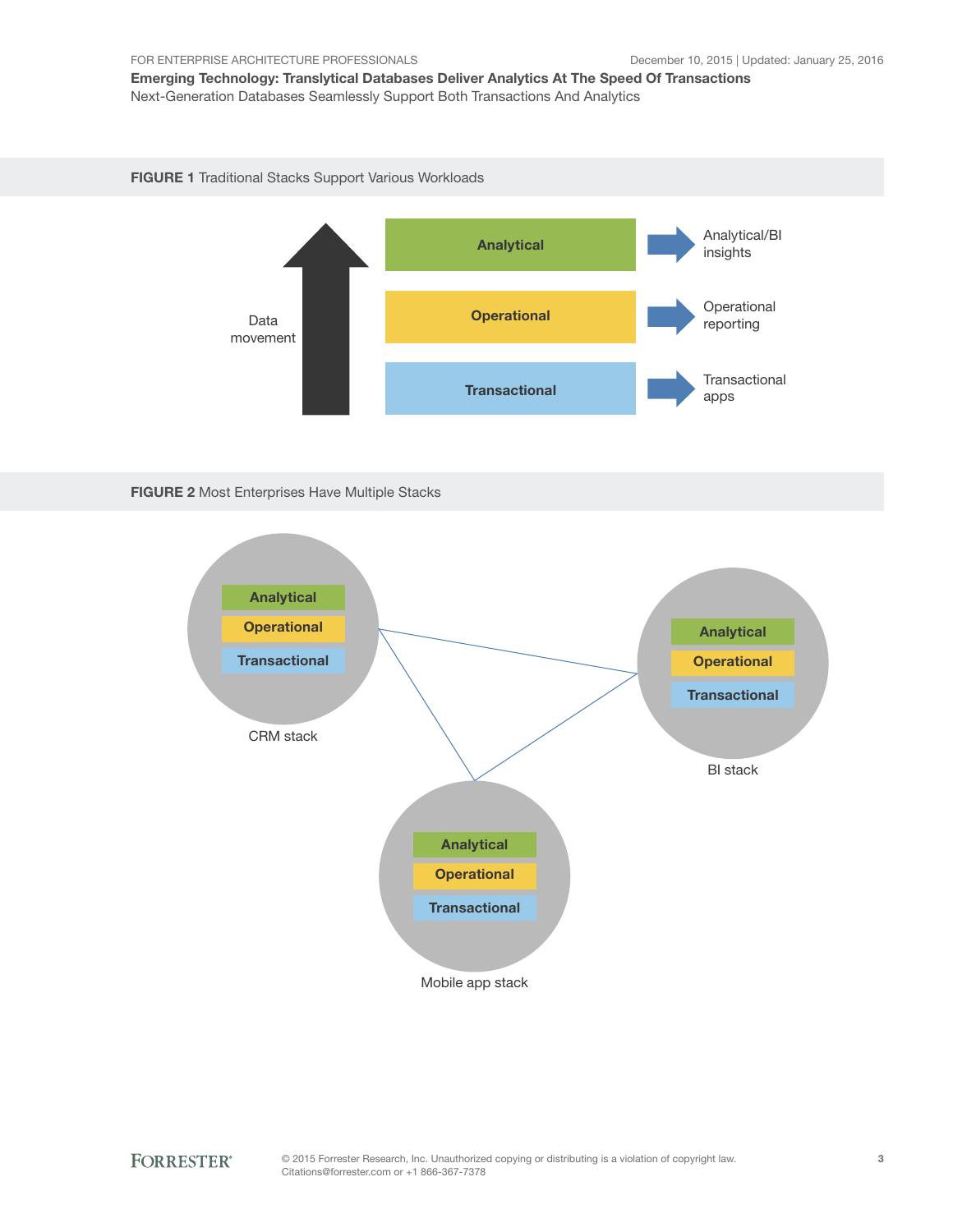**FIGURE 1** Traditional Stacks Support Various Workloads

Data movement

| Layer | Output |
| --- | --- |
| Analytical | Analytical/BI insights |
| Operational | Operational reporting |
| Transactional | Transactional apps |

**FIGURE 2** Most Enterprises Have Multiple Stacks

CRM stack: Analytical, Operational, Transactional

BI stack: Analytical, Operational, Transactional

Mobile app stack: Analytical, Operational, Transactional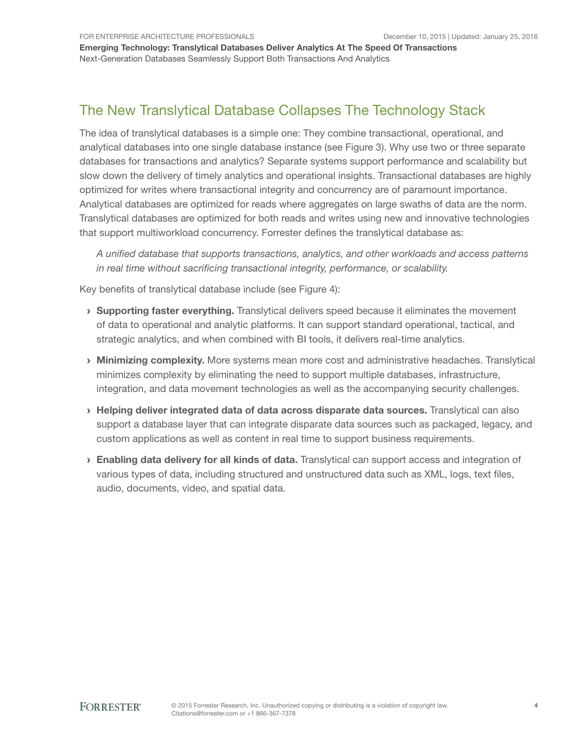## The New Translytical Database Collapses The Technology Stack

The idea of translytical databases is a simple one: They combine transactional, operational, and analytical databases into one single database instance (see Figure 3). Why use two or three separate databases for transactions and analytics? Separate systems support performance and scalability but slow down the delivery of timely analytics and operational insights. Transactional databases are highly optimized for writes where transactional integrity and concurrency are of paramount importance. Analytical databases are optimized for reads where aggregates on large swaths of data are the norm. Translytical databases are optimized for both reads and writes using new and innovative technologies that support multiworkload concurrency. Forrester defines the translytical database as:

> *A unified database that supports transactions, analytics, and other workloads and access patterns in real time without sacrificing transactional integrity, performance, or scalability.*

Key benefits of translytical database include (see Figure 4):

- **Supporting faster everything.** Translytical delivers speed because it eliminates the movement of data to operational and analytic platforms. It can support standard operational, tactical, and strategic analytics, and when combined with BI tools, it delivers real-time analytics.
- **Minimizing complexity.** More systems mean more cost and administrative headaches. Translytical minimizes complexity by eliminating the need to support multiple databases, infrastructure, integration, and data movement technologies as well as the accompanying security challenges.
- **Helping deliver integrated data of data across disparate data sources.** Translytical can also support a database layer that can integrate disparate data sources such as packaged, legacy, and custom applications as well as content in real time to support business requirements.
- **Enabling data delivery for all kinds of data.** Translytical can support access and integration of various types of data, including structured and unstructured data such as XML, logs, text files, audio, documents, video, and spatial data.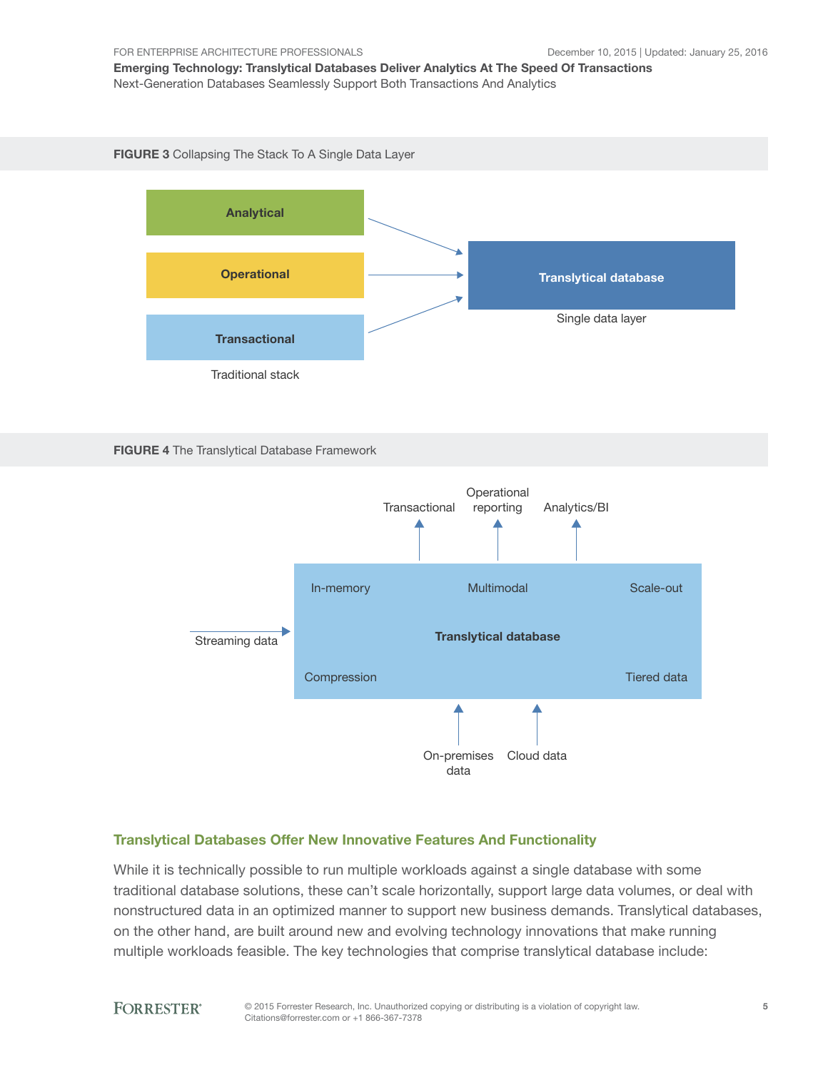**FIGURE 3** Collapsing The Stack To A Single Data Layer

Analytical

Operational

Transactional

Traditional stack

Translytical database

Single data layer

**FIGURE 4** The Translytical Database Framework

Transactional

Operational reporting

Analytics/BI

In-memory

Multimodal

Scale-out

Streaming data

Translytical database

Compression

Tiered data

On-premises data

Cloud data

## Translytical Databases Offer New Innovative Features And Functionality

While it is technically possible to run multiple workloads against a single database with some traditional database solutions, these can't scale horizontally, support large data volumes, or deal with nonstructured data in an optimized manner to support new business demands. Translytical databases, on the other hand, are built around new and evolving technology innovations that make running multiple workloads feasible. The key technologies that comprise translytical database include: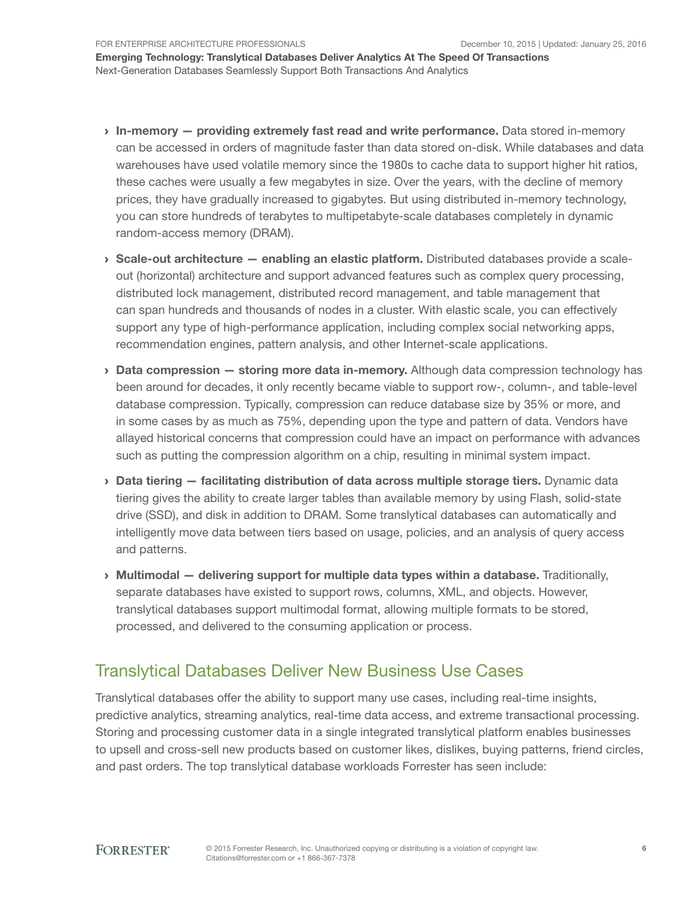- **In-memory — providing extremely fast read and write performance.** Data stored in-memory can be accessed in orders of magnitude faster than data stored on-disk. While databases and data warehouses have used volatile memory since the 1980s to cache data to support higher hit ratios, these caches were usually a few megabytes in size. Over the years, with the decline of memory prices, they have gradually increased to gigabytes. But using distributed in-memory technology, you can store hundreds of terabytes to multipetabyte-scale databases completely in dynamic random-access memory (DRAM).

- **Scale-out architecture — enabling an elastic platform.** Distributed databases provide a scale-out (horizontal) architecture and support advanced features such as complex query processing, distributed lock management, distributed record management, and table management that can span hundreds and thousands of nodes in a cluster. With elastic scale, you can effectively support any type of high-performance application, including complex social networking apps, recommendation engines, pattern analysis, and other Internet-scale applications.

- **Data compression — storing more data in-memory.** Although data compression technology has been around for decades, it only recently became viable to support row-, column-, and table-level database compression. Typically, compression can reduce database size by 35% or more, and in some cases by as much as 75%, depending upon the type and pattern of data. Vendors have allayed historical concerns that compression could have an impact on performance with advances such as putting the compression algorithm on a chip, resulting in minimal system impact.

- **Data tiering — facilitating distribution of data across multiple storage tiers.** Dynamic data tiering gives the ability to create larger tables than available memory by using Flash, solid-state drive (SSD), and disk in addition to DRAM. Some translytical databases can automatically and intelligently move data between tiers based on usage, policies, and an analysis of query access and patterns.

- **Multimodal — delivering support for multiple data types within a database.** Traditionally, separate databases have existed to support rows, columns, XML, and objects. However, translytical databases support multimodal format, allowing multiple formats to be stored, processed, and delivered to the consuming application or process.

## Translytical Databases Deliver New Business Use Cases

Translytical databases offer the ability to support many use cases, including real-time insights, predictive analytics, streaming analytics, real-time data access, and extreme transactional processing. Storing and processing customer data in a single integrated translytical platform enables businesses to upsell and cross-sell new products based on customer likes, dislikes, buying patterns, friend circles, and past orders. The top translytical database workloads Forrester has seen include: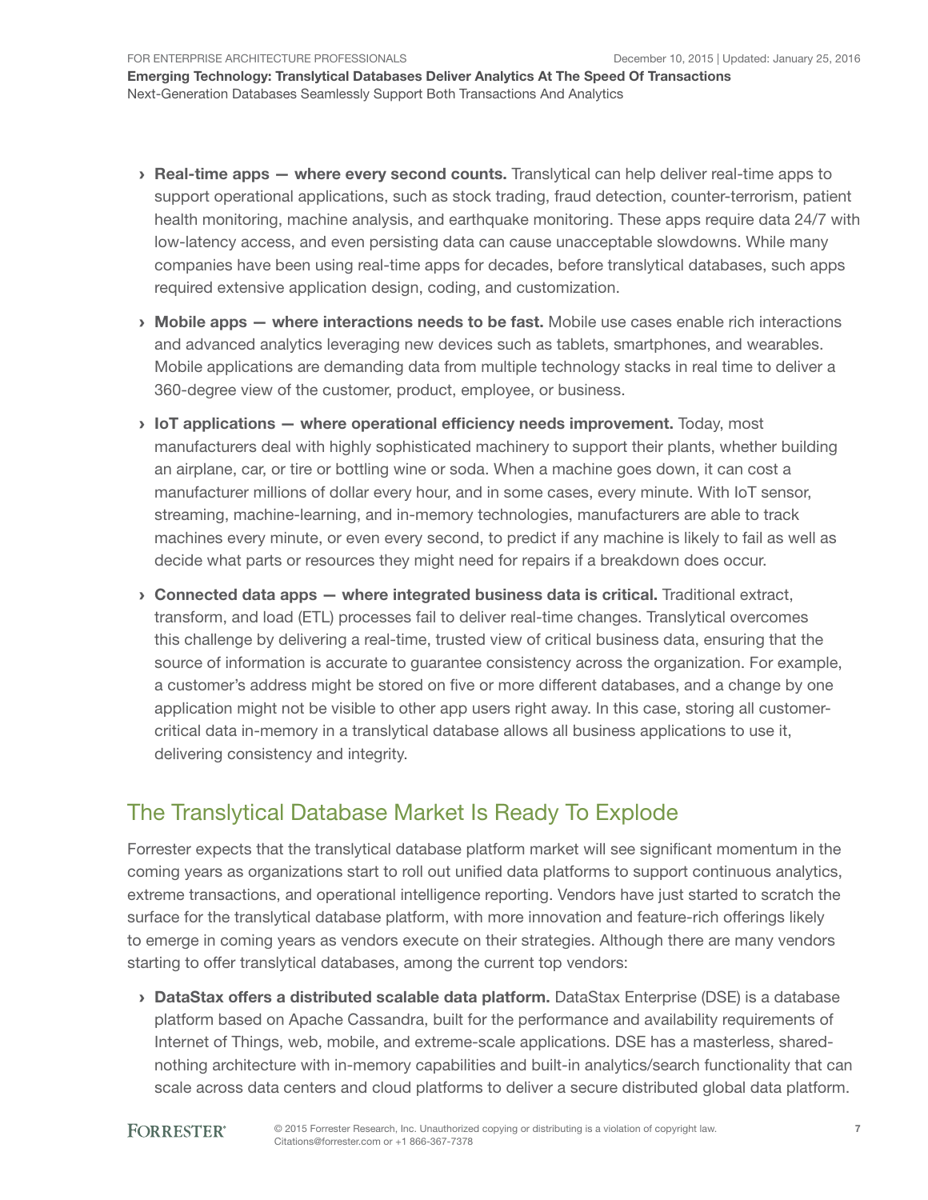- **Real-time apps — where every second counts.** Translytical can help deliver real-time apps to support operational applications, such as stock trading, fraud detection, counter-terrorism, patient health monitoring, machine analysis, and earthquake monitoring. These apps require data 24/7 with low-latency access, and even persisting data can cause unacceptable slowdowns. While many companies have been using real-time apps for decades, before translytical databases, such apps required extensive application design, coding, and customization.
- **Mobile apps — where interactions needs to be fast.** Mobile use cases enable rich interactions and advanced analytics leveraging new devices such as tablets, smartphones, and wearables. Mobile applications are demanding data from multiple technology stacks in real time to deliver a 360-degree view of the customer, product, employee, or business.
- **IoT applications — where operational efficiency needs improvement.** Today, most manufacturers deal with highly sophisticated machinery to support their plants, whether building an airplane, car, or tire or bottling wine or soda. When a machine goes down, it can cost a manufacturer millions of dollar every hour, and in some cases, every minute. With IoT sensor, streaming, machine-learning, and in-memory technologies, manufacturers are able to track machines every minute, or even every second, to predict if any machine is likely to fail as well as decide what parts or resources they might need for repairs if a breakdown does occur.
- **Connected data apps — where integrated business data is critical.** Traditional extract, transform, and load (ETL) processes fail to deliver real-time changes. Translytical overcomes this challenge by delivering a real-time, trusted view of critical business data, ensuring that the source of information is accurate to guarantee consistency across the organization. For example, a customer's address might be stored on five or more different databases, and a change by one application might not be visible to other app users right away. In this case, storing all customer-critical data in-memory in a translytical database allows all business applications to use it, delivering consistency and integrity.

## The Translytical Database Market Is Ready To Explode

Forrester expects that the translytical database platform market will see significant momentum in the coming years as organizations start to roll out unified data platforms to support continuous analytics, extreme transactions, and operational intelligence reporting. Vendors have just started to scratch the surface for the translytical database platform, with more innovation and feature-rich offerings likely to emerge in coming years as vendors execute on their strategies. Although there are many vendors starting to offer translytical databases, among the current top vendors:

- **DataStax offers a distributed scalable data platform.** DataStax Enterprise (DSE) is a database platform based on Apache Cassandra, built for the performance and availability requirements of Internet of Things, web, mobile, and extreme-scale applications. DSE has a masterless, shared-nothing architecture with in-memory capabilities and built-in analytics/search functionality that can scale across data centers and cloud platforms to deliver a secure distributed global data platform.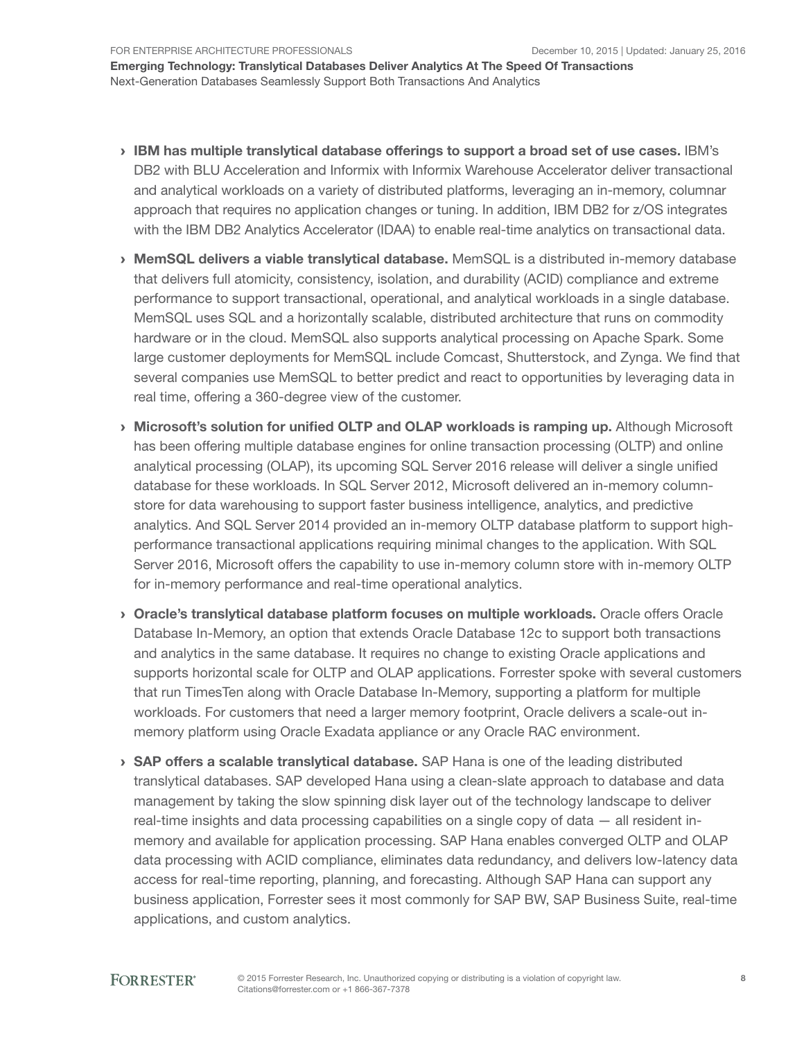- **IBM has multiple translytical database offerings to support a broad set of use cases.** IBM's DB2 with BLU Acceleration and Informix with Informix Warehouse Accelerator deliver transactional and analytical workloads on a variety of distributed platforms, leveraging an in-memory, columnar approach that requires no application changes or tuning. In addition, IBM DB2 for z/OS integrates with the IBM DB2 Analytics Accelerator (IDAA) to enable real-time analytics on transactional data.

- **MemSQL delivers a viable translytical database.** MemSQL is a distributed in-memory database that delivers full atomicity, consistency, isolation, and durability (ACID) compliance and extreme performance to support transactional, operational, and analytical workloads in a single database. MemSQL uses SQL and a horizontally scalable, distributed architecture that runs on commodity hardware or in the cloud. MemSQL also supports analytical processing on Apache Spark. Some large customer deployments for MemSQL include Comcast, Shutterstock, and Zynga. We find that several companies use MemSQL to better predict and react to opportunities by leveraging data in real time, offering a 360-degree view of the customer.

- **Microsoft's solution for unified OLTP and OLAP workloads is ramping up.** Although Microsoft has been offering multiple database engines for online transaction processing (OLTP) and online analytical processing (OLAP), its upcoming SQL Server 2016 release will deliver a single unified database for these workloads. In SQL Server 2012, Microsoft delivered an in-memory column-store for data warehousing to support faster business intelligence, analytics, and predictive analytics. And SQL Server 2014 provided an in-memory OLTP database platform to support high-performance transactional applications requiring minimal changes to the application. With SQL Server 2016, Microsoft offers the capability to use in-memory column store with in-memory OLTP for in-memory performance and real-time operational analytics.

- **Oracle's translytical database platform focuses on multiple workloads.** Oracle offers Oracle Database In-Memory, an option that extends Oracle Database 12c to support both transactions and analytics in the same database. It requires no change to existing Oracle applications and supports horizontal scale for OLTP and OLAP applications. Forrester spoke with several customers that run TimesTen along with Oracle Database In-Memory, supporting a platform for multiple workloads. For customers that need a larger memory footprint, Oracle delivers a scale-out in-memory platform using Oracle Exadata appliance or any Oracle RAC environment.

- **SAP offers a scalable translytical database.** SAP Hana is one of the leading distributed translytical databases. SAP developed Hana using a clean-slate approach to database and data management by taking the slow spinning disk layer out of the technology landscape to deliver real-time insights and data processing capabilities on a single copy of data — all resident in-memory and available for application processing. SAP Hana enables converged OLTP and OLAP data processing with ACID compliance, eliminates data redundancy, and delivers low-latency data access for real-time reporting, planning, and forecasting. Although SAP Hana can support any business application, Forrester sees it most commonly for SAP BW, SAP Business Suite, real-time applications, and custom analytics.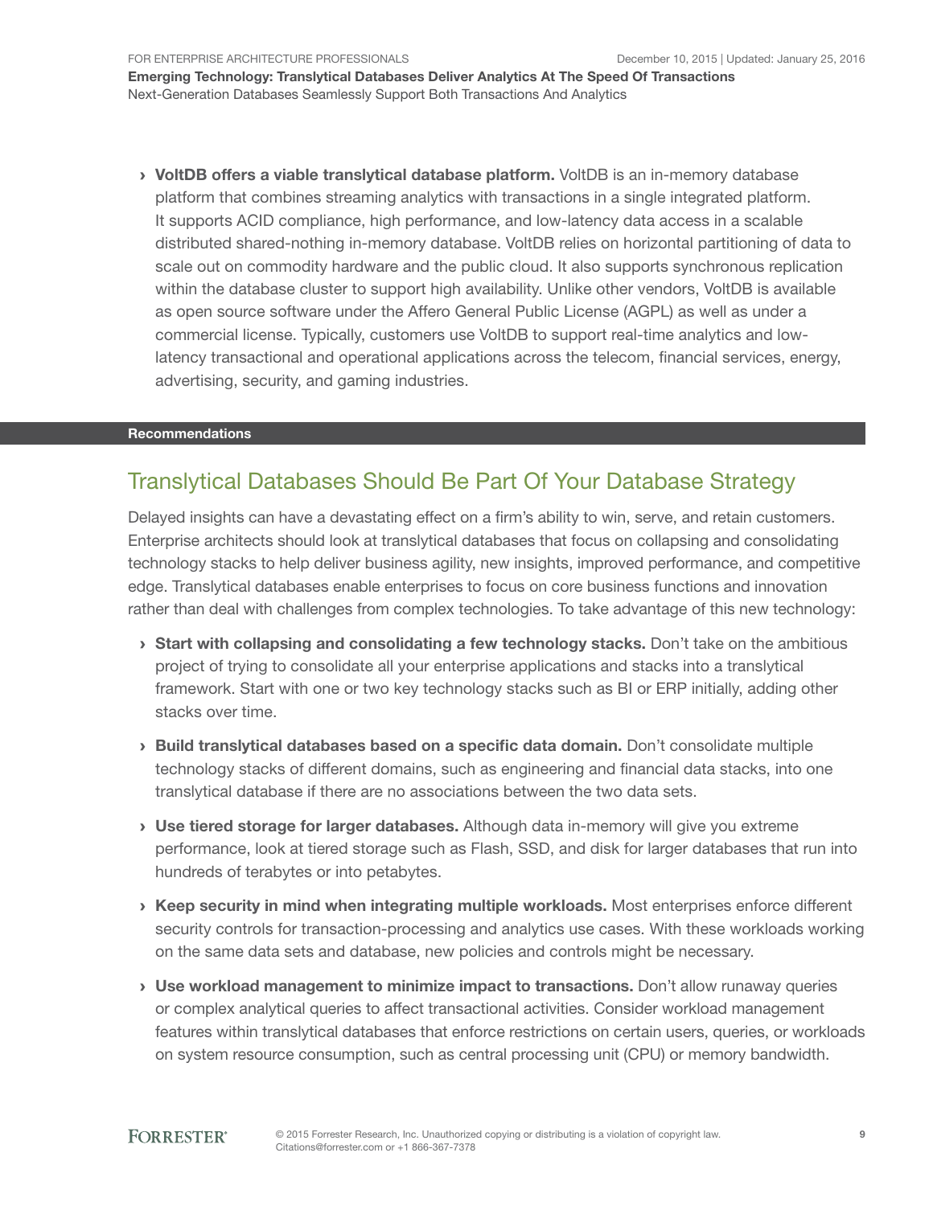- **VoltDB offers a viable translytical database platform.** VoltDB is an in-memory database platform that combines streaming analytics with transactions in a single integrated platform. It supports ACID compliance, high performance, and low-latency data access in a scalable distributed shared-nothing in-memory database. VoltDB relies on horizontal partitioning of data to scale out on commodity hardware and the public cloud. It also supports synchronous replication within the database cluster to support high availability. Unlike other vendors, VoltDB is available as open source software under the Affero General Public License (AGPL) as well as under a commercial license. Typically, customers use VoltDB to support real-time analytics and low-latency transactional and operational applications across the telecom, financial services, energy, advertising, security, and gaming industries.

**Recommendations**

## Translytical Databases Should Be Part Of Your Database Strategy

Delayed insights can have a devastating effect on a firm's ability to win, serve, and retain customers. Enterprise architects should look at translytical databases that focus on collapsing and consolidating technology stacks to help deliver business agility, new insights, improved performance, and competitive edge. Translytical databases enable enterprises to focus on core business functions and innovation rather than deal with challenges from complex technologies. To take advantage of this new technology:

- **Start with collapsing and consolidating a few technology stacks.** Don't take on the ambitious project of trying to consolidate all your enterprise applications and stacks into a translytical framework. Start with one or two key technology stacks such as BI or ERP initially, adding other stacks over time.

- **Build translytical databases based on a specific data domain.** Don't consolidate multiple technology stacks of different domains, such as engineering and financial data stacks, into one translytical database if there are no associations between the two data sets.

- **Use tiered storage for larger databases.** Although data in-memory will give you extreme performance, look at tiered storage such as Flash, SSD, and disk for larger databases that run into hundreds of terabytes or into petabytes.

- **Keep security in mind when integrating multiple workloads.** Most enterprises enforce different security controls for transaction-processing and analytics use cases. With these workloads working on the same data sets and database, new policies and controls might be necessary.

- **Use workload management to minimize impact to transactions.** Don't allow runaway queries or complex analytical queries to affect transactional activities. Consider workload management features within translytical databases that enforce restrictions on certain users, queries, or workloads on system resource consumption, such as central processing unit (CPU) or memory bandwidth.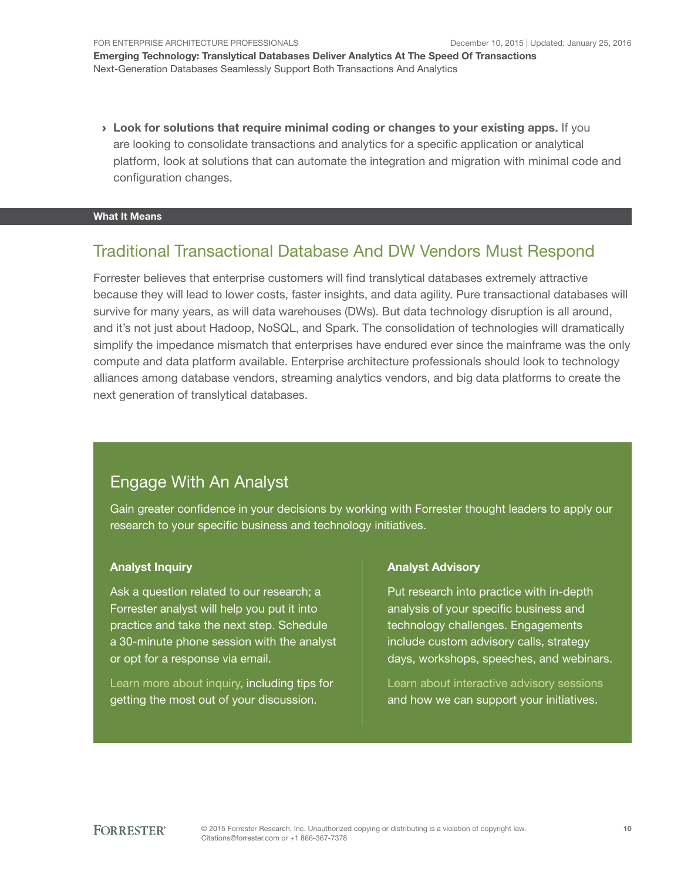- **Look for solutions that require minimal coding or changes to your existing apps.** If you are looking to consolidate transactions and analytics for a specific application or analytical platform, look at solutions that can automate the integration and migration with minimal code and configuration changes.

**What It Means**

## Traditional Transactional Database And DW Vendors Must Respond

Forrester believes that enterprise customers will find translytical databases extremely attractive because they will lead to lower costs, faster insights, and data agility. Pure transactional databases will survive for many years, as will data warehouses (DWs). But data technology disruption is all around, and it's not just about Hadoop, NoSQL, and Spark. The consolidation of technologies will dramatically simplify the impedance mismatch that enterprises have endured ever since the mainframe was the only compute and data platform available. Enterprise architecture professionals should look to technology alliances among database vendors, streaming analytics vendors, and big data platforms to create the next generation of translytical databases.

## Engage With An Analyst

Gain greater confidence in your decisions by working with Forrester thought leaders to apply our research to your specific business and technology initiatives.

### Analyst Inquiry

Ask a question related to our research; a Forrester analyst will help you put it into practice and take the next step. Schedule a 30-minute phone session with the analyst or opt for a response via email.

Learn more about inquiry, including tips for getting the most out of your discussion.

### Analyst Advisory

Put research into practice with in-depth analysis of your specific business and technology challenges. Engagements include custom advisory calls, strategy days, workshops, speeches, and webinars.

Learn about interactive advisory sessions and how we can support your initiatives.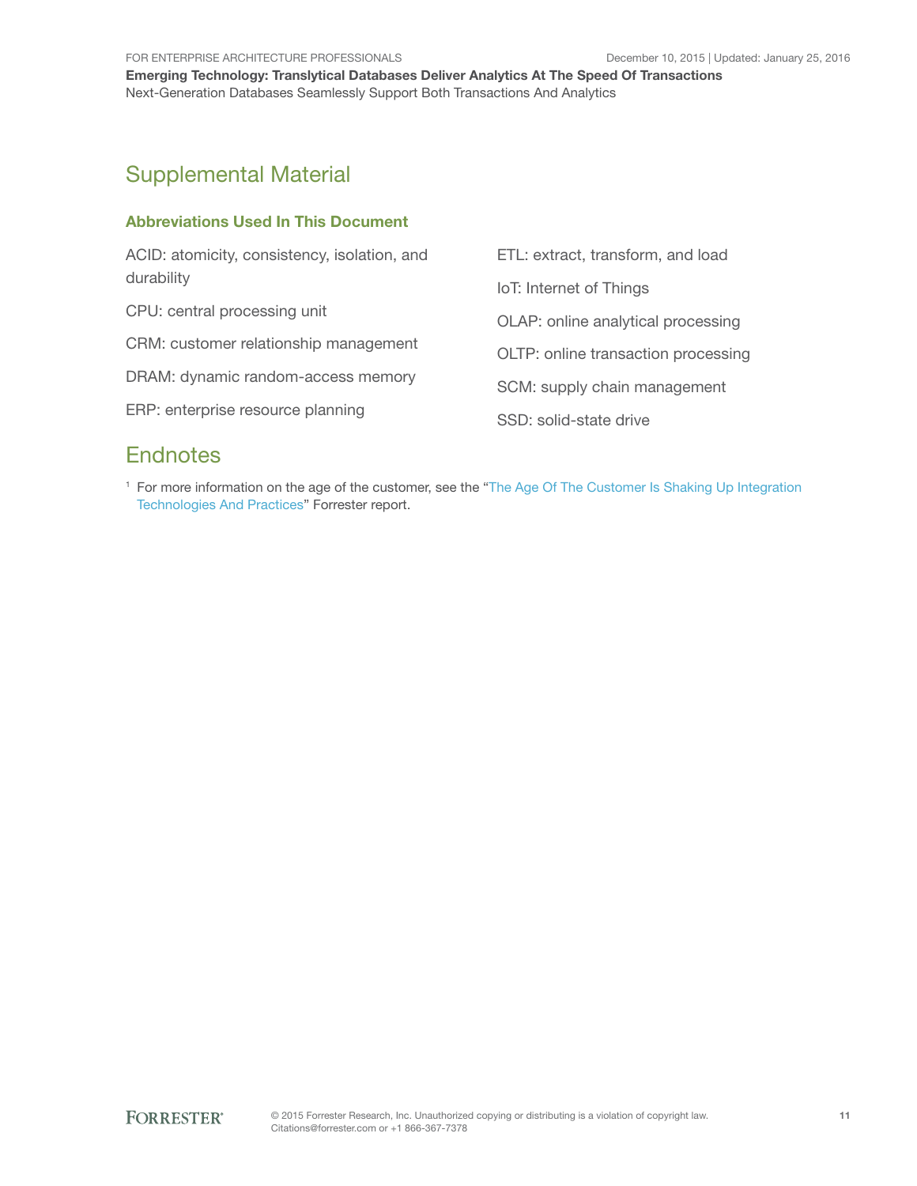## Supplemental Material

### Abbreviations Used In This Document

ACID: atomicity, consistency, isolation, and durability

CPU: central processing unit

CRM: customer relationship management

DRAM: dynamic random-access memory

ERP: enterprise resource planning

ETL: extract, transform, and load

IoT: Internet of Things

OLAP: online analytical processing

OLTP: online transaction processing

SCM: supply chain management

SSD: solid-state drive

## Endnotes

[1] For more information on the age of the customer, see the "The Age Of The Customer Is Shaking Up Integration Technologies And Practices" Forrester report.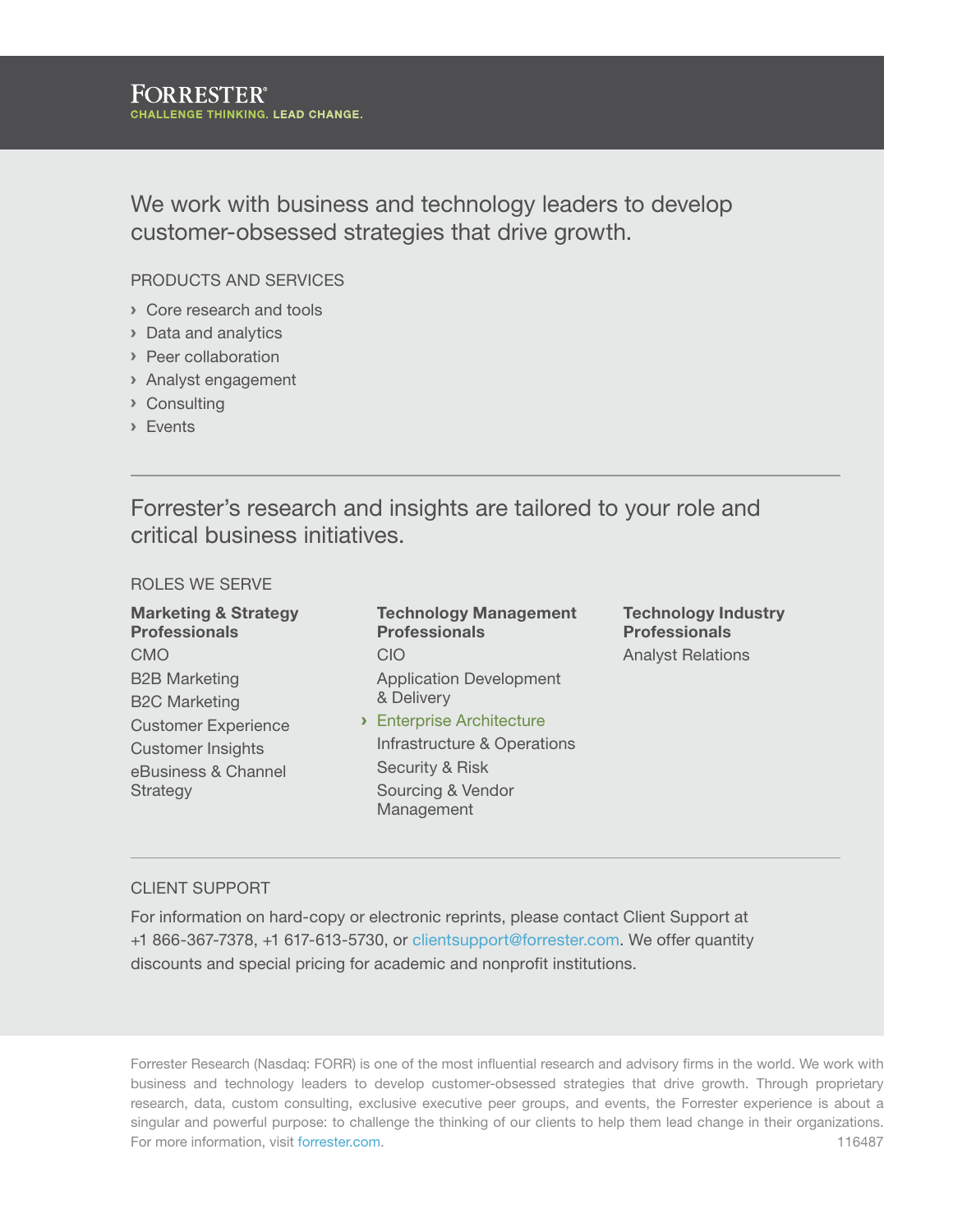**FORRESTER®**
CHALLENGE THINKING. LEAD CHANGE.

## We work with business and technology leaders to develop customer-obsessed strategies that drive growth.

PRODUCTS AND SERVICES

- Core research and tools
- Data and analytics
- Peer collaboration
- Analyst engagement
- Consulting
- Events

---

## Forrester's research and insights are tailored to your role and critical business initiatives.

ROLES WE SERVE

**Marketing & Strategy Professionals**
CMO
B2B Marketing
B2C Marketing
Customer Experience
Customer Insights
eBusiness & Channel Strategy

**Technology Management Professionals**
CIO
Application Development & Delivery
› Enterprise Architecture
Infrastructure & Operations
Security & Risk
Sourcing & Vendor Management

**Technology Industry Professionals**
Analyst Relations

---

CLIENT SUPPORT

For information on hard-copy or electronic reprints, please contact Client Support at +1 866-367-7378, +1 617-613-5730, or clientsupport@forrester.com. We offer quantity discounts and special pricing for academic and nonprofit institutions.

Forrester Research (Nasdaq: FORR) is one of the most influential research and advisory firms in the world. We work with business and technology leaders to develop customer-obsessed strategies that drive growth. Through proprietary research, data, custom consulting, exclusive executive peer groups, and events, the Forrester experience is about a singular and powerful purpose: to challenge the thinking of our clients to help them lead change in their organizations. For more information, visit forrester.com.

116487